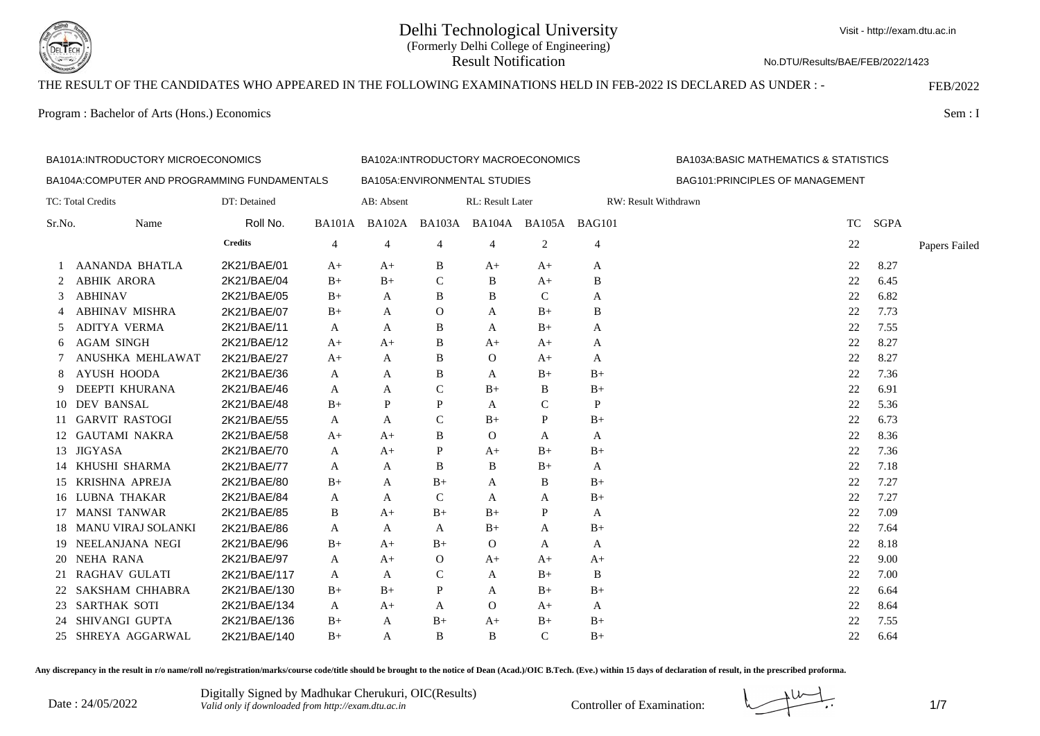# Delhi Technological University

(Formerly Delhi College of Engineering)

Result Notification

Visit - http://exam.dtu.ac.in

No.DTU/Results/BAE/FEB/2022/1423

THE RESULT OF THE CANDIDATES WHO APPEARED IN THE FOLLOWING EXAMINATIONS HELD IN FEB-2022 IS DECLARED AS UNDER : -

FEB/2022

Program : Bachelor of Arts (Hons.) Economics

Sem : I

BA101A:INTRODUCTORY MICROECONOMICS
BA102A:INTRODUCTORY MACROECONOMICS
BA103A:BASIC MATHEMATICS & STATISTICS
BA104A:COMPUTER AND PROGRAMMING FUNDAMENTALS
BA105A:ENVIRONMENTAL STUDIES
BAG101:PRINCIPLES OF MANAGEMENT

TC: Total Credits DT: Detained AB: Absent RL: Result Later RW: Result Withdrawn

| Sr.No. | Name | Roll No. | BA101A | BA102A | BA103A | BA104A | BA105A | BAG101 | TC | SGPA | Papers Failed |
|---|---|---|---|---|---|---|---|---|---|---|---|
| | | Credits | 4 | 4 | 4 | 4 | 2 | 4 | 22 | | |
| 1 | AANANDA BHATLA | 2K21/BAE/01 | A+ | A+ | B | A+ | A+ | A | 22 | 8.27 | |
| 2 | ABHIK ARORA | 2K21/BAE/04 | B+ | B+ | C | B | A+ | B | 22 | 6.45 | |
| 3 | ABHINAV | 2K21/BAE/05 | B+ | A | B | B | C | A | 22 | 6.82 | |
| 4 | ABHINAV MISHRA | 2K21/BAE/07 | B+ | A | O | A | B+ | B | 22 | 7.73 | |
| 5 | ADITYA VERMA | 2K21/BAE/11 | A | A | B | A | B+ | A | 22 | 7.55 | |
| 6 | AGAM SINGH | 2K21/BAE/12 | A+ | A+ | B | A+ | A+ | A | 22 | 8.27 | |
| 7 | ANUSHKA MEHLAWAT | 2K21/BAE/27 | A+ | A | B | O | A+ | A | 22 | 8.27 | |
| 8 | AYUSH HOODA | 2K21/BAE/36 | A | A | B | A | B+ | B+ | 22 | 7.36 | |
| 9 | DEEPTI KHURANA | 2K21/BAE/46 | A | A | C | B+ | B | B+ | 22 | 6.91 | |
| 10 | DEV BANSAL | 2K21/BAE/48 | B+ | P | P | A | C | P | 22 | 5.36 | |
| 11 | GARVIT RASTOGI | 2K21/BAE/55 | A | A | C | B+ | P | B+ | 22 | 6.73 | |
| 12 | GAUTAMI NAKRA | 2K21/BAE/58 | A+ | A+ | B | O | A | A | 22 | 8.36 | |
| 13 | JIGYASA | 2K21/BAE/70 | A | A+ | P | A+ | B+ | B+ | 22 | 7.36 | |
| 14 | KHUSHI SHARMA | 2K21/BAE/77 | A | A | B | B | B+ | A | 22 | 7.18 | |
| 15 | KRISHNA APREJA | 2K21/BAE/80 | B+ | A | B+ | A | B | B+ | 22 | 7.27 | |
| 16 | LUBNA THAKAR | 2K21/BAE/84 | A | A | C | A | A | B+ | 22 | 7.27 | |
| 17 | MANSI TANWAR | 2K21/BAE/85 | B | A+ | B+ | B+ | P | A | 22 | 7.09 | |
| 18 | MANU VIRAJ SOLANKI | 2K21/BAE/86 | A | A | A | B+ | A | B+ | 22 | 7.64 | |
| 19 | NEELANJANA NEGI | 2K21/BAE/96 | B+ | A+ | B+ | O | A | A | 22 | 8.18 | |
| 20 | NEHA RANA | 2K21/BAE/97 | A | A+ | O | A+ | A+ | A+ | 22 | 9.00 | |
| 21 | RAGHAV GULATI | 2K21/BAE/117 | A | A | C | A | B+ | B | 22 | 7.00 | |
| 22 | SAKSHAM CHHABRA | 2K21/BAE/130 | B+ | B+ | P | A | B+ | B+ | 22 | 6.64 | |
| 23 | SARTHAK SOTI | 2K21/BAE/134 | A | A+ | A | O | A+ | A | 22 | 8.64 | |
| 24 | SHIVANGI GUPTA | 2K21/BAE/136 | B+ | A | B+ | A+ | B+ | B+ | 22 | 7.55 | |
| 25 | SHREYA AGGARWAL | 2K21/BAE/140 | B+ | A | B | B | C | B+ | 22 | 6.64 | |

**Any discrepancy in the result in r/o name/roll no/registration/marks/course code/title should be brought to the notice of Dean (Acad.)/OIC B.Tech. (Eve.) within 15 days of declaration of result, in the prescribed proforma.**

Date : 24/05/2022

Digitally Signed by Madhukar Cherukuri, OIC(Results)
*Valid only if downloaded from http://exam.dtu.ac.in*

Controller of Examination: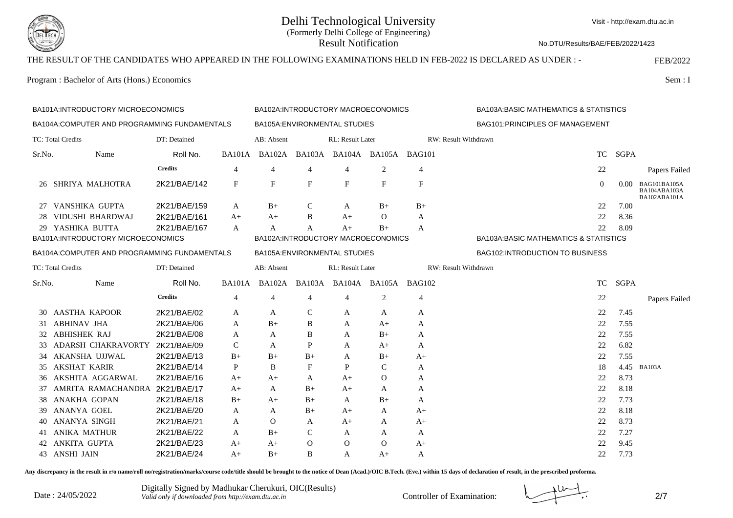# Delhi Technological University

(Formerly Delhi College of Engineering)

Result Notification

Visit - http://exam.dtu.ac.in

No.DTU/Results/BAE/FEB/2022/1423

THE RESULT OF THE CANDIDATES WHO APPEARED IN THE FOLLOWING EXAMINATIONS HELD IN FEB-2022 IS DECLARED AS UNDER : - FEB/2022

Program : Bachelor of Arts (Hons.) Economics

Sem : I

BA101A:INTRODUCTORY MICROECONOMICS | BA102A:INTRODUCTORY MACROECONOMICS | BA103A:BASIC MATHEMATICS & STATISTICS

BA104A:COMPUTER AND PROGRAMMING FUNDAMENTALS | BA105A:ENVIRONMENTAL STUDIES | BAG101:PRINCIPLES OF MANAGEMENT

TC: Total Credits | DT: Detained | AB: Absent | RL: Result Later | RW: Result Withdrawn

| Sr.No. | Name | Roll No. | BA101A | BA102A | BA103A | BA104A | BA105A | BAG101 | TC | SGPA | Papers Failed |
|---|---|---|---|---|---|---|---|---|---|---|---|
| | | Credits | 4 | 4 | 4 | 4 | 2 | 4 | 22 | | |
| 26 | SHRIYA MALHOTRA | 2K21/BAE/142 | F | F | F | F | F | F | 0 | 0.00 | BAG101BA105A BA104ABA103A BA102ABA101A |
| 27 | VANSHIKA GUPTA | 2K21/BAE/159 | A | B+ | C | A | B+ | B+ | 22 | 7.00 | |
| 28 | VIDUSHI BHARDWAJ | 2K21/BAE/161 | A+ | A+ | B | A+ | O | A | 22 | 8.36 | |
| 29 | YASHIKA BUTTA | 2K21/BAE/167 | A | A | A | A+ | B+ | A | 22 | 8.09 | |

BA101A:INTRODUCTORY MICROECONOMICS | BA102A:INTRODUCTORY MACROECONOMICS | BA103A:BASIC MATHEMATICS & STATISTICS

BA104A:COMPUTER AND PROGRAMMING FUNDAMENTALS | BA105A:ENVIRONMENTAL STUDIES | BAG102:INTRODUCTION TO BUSINESS

TC: Total Credits | DT: Detained | AB: Absent | RL: Result Later | RW: Result Withdrawn

| Sr.No. | Name | Roll No. | BA101A | BA102A | BA103A | BA104A | BA105A | BAG102 | TC | SGPA | Papers Failed |
|---|---|---|---|---|---|---|---|---|---|---|---|
| | | Credits | 4 | 4 | 4 | 4 | 2 | 4 | 22 | | |
| 30 | AASTHA KAPOOR | 2K21/BAE/02 | A | A | C | A | A | A | 22 | 7.45 | |
| 31 | ABHINAV JHA | 2K21/BAE/06 | A | B+ | B | A | A+ | A | 22 | 7.55 | |
| 32 | ABHISHEK RAJ | 2K21/BAE/08 | A | A | B | A | B+ | A | 22 | 7.55 | |
| 33 | ADARSH CHAKRAVORTY | 2K21/BAE/09 | C | A | P | A | A+ | A | 22 | 6.82 | |
| 34 | AKANSHA UJJWAL | 2K21/BAE/13 | B+ | B+ | B+ | A | B+ | A+ | 22 | 7.55 | |
| 35 | AKSHAT KARIR | 2K21/BAE/14 | P | B | F | P | C | A | 18 | 4.45 | BA103A |
| 36 | AKSHITA AGGARWAL | 2K21/BAE/16 | A+ | A+ | A | A+ | O | A | 22 | 8.73 | |
| 37 | AMRITA RAMACHANDRA | 2K21/BAE/17 | A+ | A | B+ | A+ | A | A | 22 | 8.18 | |
| 38 | ANAKHA GOPAN | 2K21/BAE/18 | B+ | A+ | B+ | A | B+ | A | 22 | 7.73 | |
| 39 | ANANYA GOEL | 2K21/BAE/20 | A | A | B+ | A+ | A | A+ | 22 | 8.18 | |
| 40 | ANANYA SINGH | 2K21/BAE/21 | A | O | A | A+ | A | A+ | 22 | 8.73 | |
| 41 | ANIKA MATHUR | 2K21/BAE/22 | A | B+ | C | A | A | A | 22 | 7.27 | |
| 42 | ANKITA GUPTA | 2K21/BAE/23 | A+ | A+ | O | O | O | A+ | 22 | 9.45 | |
| 43 | ANSHI JAIN | 2K21/BAE/24 | A+ | B+ | B | A | A+ | A | 22 | 7.73 | |

**Any discrepancy in the result in r/o name/roll no/registration/marks/course code/title should be brought to the notice of Dean (Acad.)/OIC B.Tech. (Eve.) within 15 days of declaration of result, in the prescribed proforma.**

Date : 24/05/2022

Digitally Signed by Madhukar Cherukuri, OIC(Results)
*Valid only if downloaded from http://exam.dtu.ac.in*

Controller of Examination: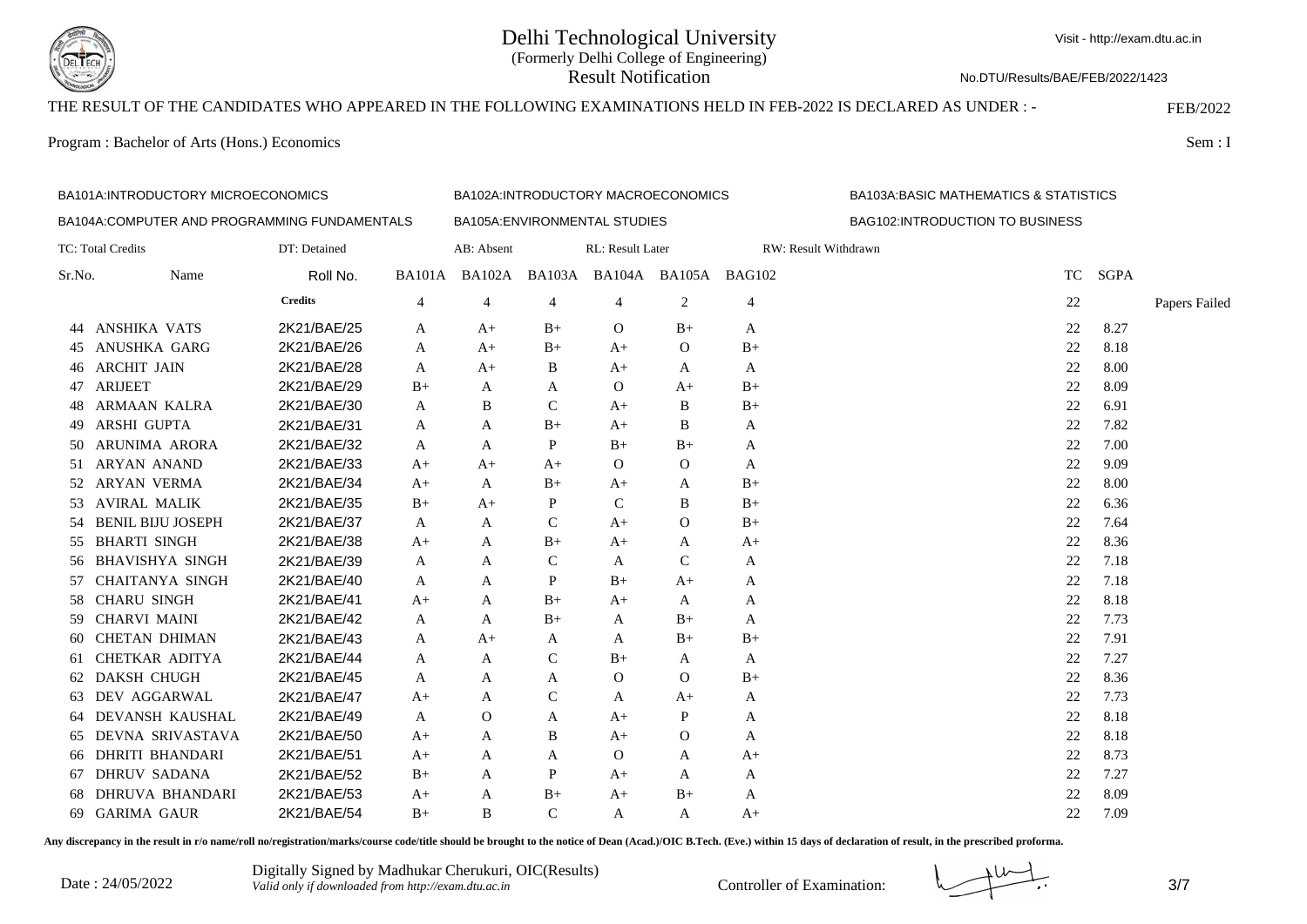# Delhi Technological University

(Formerly Delhi College of Engineering)

Result Notification

Visit - http://exam.dtu.ac.in

No.DTU/Results/BAE/FEB/2022/1423

THE RESULT OF THE CANDIDATES WHO APPEARED IN THE FOLLOWING EXAMINATIONS HELD IN FEB-2022 IS DECLARED AS UNDER : - FEB/2022

Program : Bachelor of Arts (Hons.) Economics Sem : I

BA101A:INTRODUCTORY MICROECONOMICS | BA102A:INTRODUCTORY MACROECONOMICS | BA103A:BASIC MATHEMATICS & STATISTICS

BA104A:COMPUTER AND PROGRAMMING FUNDAMENTALS | BA105A:ENVIRONMENTAL STUDIES | BAG102:INTRODUCTION TO BUSINESS

TC: Total Credits | DT: Detained | AB: Absent | RL: Result Later | RW: Result Withdrawn

| Sr.No. | Name | Roll No. | BA101A | BA102A | BA103A | BA104A | BA105A | BAG102 | TC | SGPA | Papers Failed |
|---|---|---|---|---|---|---|---|---|---|---|---|
| | | **Credits** | 4 | 4 | 4 | 4 | 2 | 4 | 22 | | |
| 44 | ANSHIKA VATS | 2K21/BAE/25 | A | A+ | B+ | O | B+ | A | 22 | 8.27 | |
| 45 | ANUSHKA GARG | 2K21/BAE/26 | A | A+ | B+ | A+ | O | B+ | 22 | 8.18 | |
| 46 | ARCHIT JAIN | 2K21/BAE/28 | A | A+ | B | A+ | A | A | 22 | 8.00 | |
| 47 | ARIJEET | 2K21/BAE/29 | B+ | A | A | O | A+ | B+ | 22 | 8.09 | |
| 48 | ARMAAN KALRA | 2K21/BAE/30 | A | B | C | A+ | B | B+ | 22 | 6.91 | |
| 49 | ARSHI GUPTA | 2K21/BAE/31 | A | A | B+ | A+ | B | A | 22 | 7.82 | |
| 50 | ARUNIMA ARORA | 2K21/BAE/32 | A | A | P | B+ | B+ | A | 22 | 7.00 | |
| 51 | ARYAN ANAND | 2K21/BAE/33 | A+ | A+ | A+ | O | O | A | 22 | 9.09 | |
| 52 | ARYAN VERMA | 2K21/BAE/34 | A+ | A | B+ | A+ | A | B+ | 22 | 8.00 | |
| 53 | AVIRAL MALIK | 2K21/BAE/35 | B+ | A+ | P | C | B | B+ | 22 | 6.36 | |
| 54 | BENIL BIJU JOSEPH | 2K21/BAE/37 | A | A | C | A+ | O | B+ | 22 | 7.64 | |
| 55 | BHARTI SINGH | 2K21/BAE/38 | A+ | A | B+ | A+ | A | A+ | 22 | 8.36 | |
| 56 | BHAVISHYA SINGH | 2K21/BAE/39 | A | A | C | A | C | A | 22 | 7.18 | |
| 57 | CHAITANYA SINGH | 2K21/BAE/40 | A | A | P | B+ | A+ | A | 22 | 7.18 | |
| 58 | CHARU SINGH | 2K21/BAE/41 | A+ | A | B+ | A+ | A | A | 22 | 8.18 | |
| 59 | CHARVI MAINI | 2K21/BAE/42 | A | A | B+ | A | B+ | A | 22 | 7.73 | |
| 60 | CHETAN DHIMAN | 2K21/BAE/43 | A | A+ | A | A | B+ | B+ | 22 | 7.91 | |
| 61 | CHETKAR ADITYA | 2K21/BAE/44 | A | A | C | B+ | A | A | 22 | 7.27 | |
| 62 | DAKSH CHUGH | 2K21/BAE/45 | A | A | A | O | O | B+ | 22 | 8.36 | |
| 63 | DEV AGGARWAL | 2K21/BAE/47 | A+ | A | C | A | A+ | A | 22 | 7.73 | |
| 64 | DEVANSH KAUSHAL | 2K21/BAE/49 | A | O | A | A+ | P | A | 22 | 8.18 | |
| 65 | DEVNA SRIVASTAVA | 2K21/BAE/50 | A+ | A | B | A+ | O | A | 22 | 8.18 | |
| 66 | DHRITI BHANDARI | 2K21/BAE/51 | A+ | A | A | O | A | A+ | 22 | 8.73 | |
| 67 | DHRUV SADANA | 2K21/BAE/52 | B+ | A | P | A+ | A | A | 22 | 7.27 | |
| 68 | DHRUVA BHANDARI | 2K21/BAE/53 | A+ | A | B+ | A+ | B+ | A | 22 | 8.09 | |
| 69 | GARIMA GAUR | 2K21/BAE/54 | B+ | B | C | A | A | A+ | 22 | 7.09 | |

**Any discrepancy in the result in r/o name/roll no/registration/marks/course code/title should be brought to the notice of Dean (Acad.)/OIC B.Tech. (Eve.) within 15 days of declaration of result, in the prescribed proforma.**

Date : 24/05/2022

Digitally Signed by Madhukar Cherukuri, OIC(Results)
*Valid only if downloaded from http://exam.dtu.ac.in*

Controller of Examination: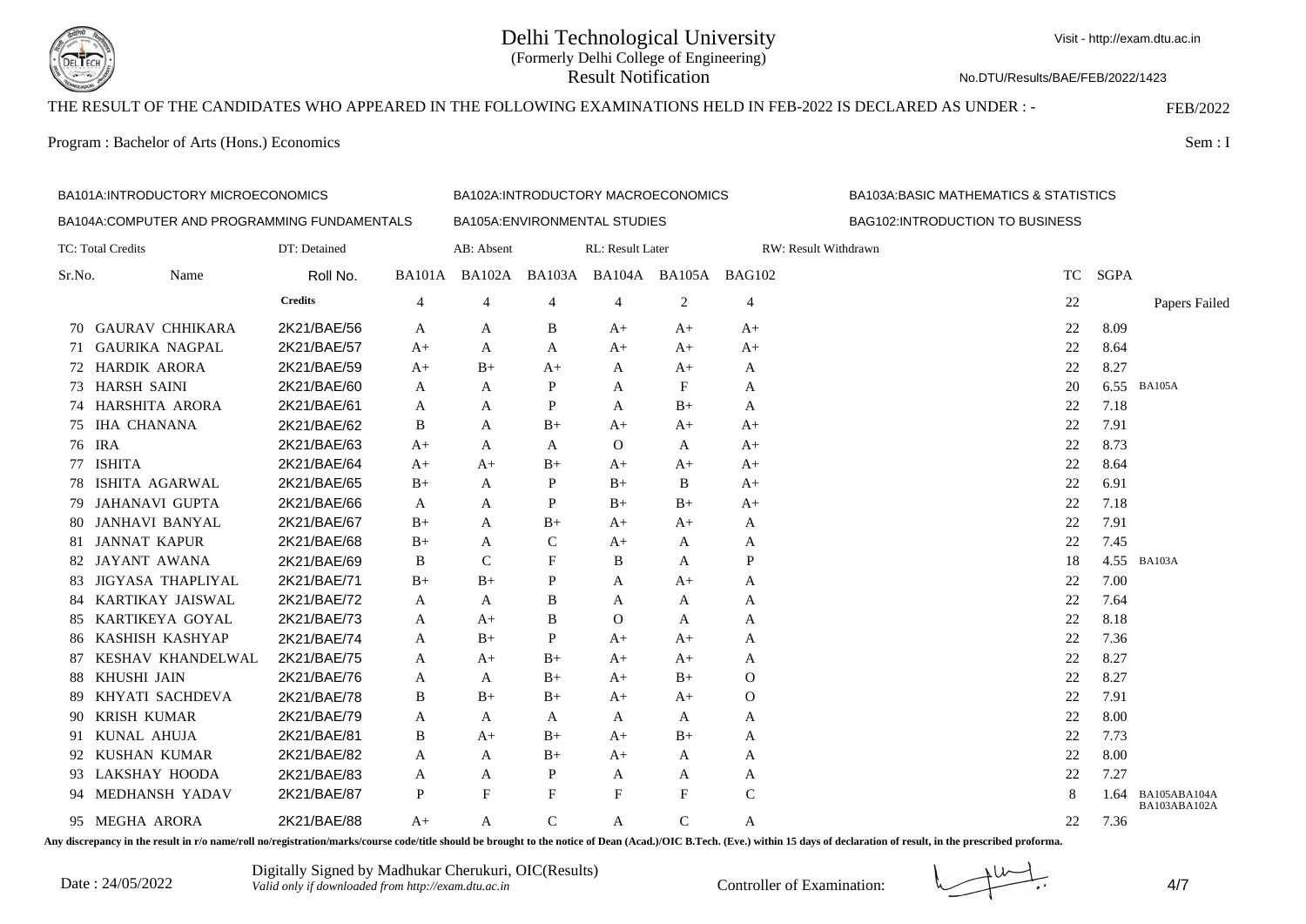# Delhi Technological University

(Formerly Delhi College of Engineering)

Result Notification

Visit - http://exam.dtu.ac.in

No.DTU/Results/BAE/FEB/2022/1423

THE RESULT OF THE CANDIDATES WHO APPEARED IN THE FOLLOWING EXAMINATIONS HELD IN FEB-2022 IS DECLARED AS UNDER : - FEB/2022

Program : Bachelor of Arts (Hons.) Economics Sem : I

BA101A:INTRODUCTORY MICROECONOMICS BA102A:INTRODUCTORY MACROECONOMICS BA103A:BASIC MATHEMATICS & STATISTICS

BA104A:COMPUTER AND PROGRAMMING FUNDAMENTALS BA105A:ENVIRONMENTAL STUDIES BAG102:INTRODUCTION TO BUSINESS

TC: Total Credits DT: Detained AB: Absent RL: Result Later RW: Result Withdrawn

| Sr.No. | Name | Roll No. | BA101A | BA102A | BA103A | BA104A | BA105A | BAG102 | TC | SGPA | Papers Failed |
|---|---|---|---|---|---|---|---|---|---|---|---|
| | | Credits | 4 | 4 | 4 | 4 | 2 | 4 | 22 | | |
| 70 | GAURAV CHHIKARA | 2K21/BAE/56 | A | A | B | A+ | A+ | A+ | 22 | 8.09 | |
| 71 | GAURIKA NAGPAL | 2K21/BAE/57 | A+ | A | A | A+ | A+ | A+ | 22 | 8.64 | |
| 72 | HARDIK ARORA | 2K21/BAE/59 | A+ | B+ | A+ | A | A+ | A | 22 | 8.27 | |
| 73 | HARSH SAINI | 2K21/BAE/60 | A | A | P | A | F | A | 20 | 6.55 | BA105A |
| 74 | HARSHITA ARORA | 2K21/BAE/61 | A | A | P | A | B+ | A | 22 | 7.18 | |
| 75 | IHA CHANANA | 2K21/BAE/62 | B | A | B+ | A+ | A+ | A+ | 22 | 7.91 | |
| 76 | IRA | 2K21/BAE/63 | A+ | A | A | O | A | A+ | 22 | 8.73 | |
| 77 | ISHITA | 2K21/BAE/64 | A+ | A+ | B+ | A+ | A+ | A+ | 22 | 8.64 | |
| 78 | ISHITA AGARWAL | 2K21/BAE/65 | B+ | A | P | B+ | B | A+ | 22 | 6.91 | |
| 79 | JAHANAVI GUPTA | 2K21/BAE/66 | A | A | P | B+ | B+ | A+ | 22 | 7.18 | |
| 80 | JANHAVI BANYAL | 2K21/BAE/67 | B+ | A | B+ | A+ | A+ | A | 22 | 7.91 | |
| 81 | JANNAT KAPUR | 2K21/BAE/68 | B+ | A | C | A+ | A | A | 22 | 7.45 | |
| 82 | JAYANT AWANA | 2K21/BAE/69 | B | C | F | B | A | P | 18 | 4.55 | BA103A |
| 83 | JIGYASA THAPLIYAL | 2K21/BAE/71 | B+ | B+ | P | A | A+ | A | 22 | 7.00 | |
| 84 | KARTIKAY JAISWAL | 2K21/BAE/72 | A | A | B | A | A | A | 22 | 7.64 | |
| 85 | KARTIKEYA GOYAL | 2K21/BAE/73 | A | A+ | B | O | A | A | 22 | 8.18 | |
| 86 | KASHISH KASHYAP | 2K21/BAE/74 | A | B+ | P | A+ | A+ | A | 22 | 7.36 | |
| 87 | KESHAV KHANDELWAL | 2K21/BAE/75 | A | A+ | B+ | A+ | A+ | A | 22 | 8.27 | |
| 88 | KHUSHI JAIN | 2K21/BAE/76 | A | A | B+ | A+ | B+ | O | 22 | 8.27 | |
| 89 | KHYATI SACHDEVA | 2K21/BAE/78 | B | B+ | B+ | A+ | A+ | O | 22 | 7.91 | |
| 90 | KRISH KUMAR | 2K21/BAE/79 | A | A | A | A | A | A | 22 | 8.00 | |
| 91 | KUNAL AHUJA | 2K21/BAE/81 | B | A+ | B+ | A+ | B+ | A | 22 | 7.73 | |
| 92 | KUSHAN KUMAR | 2K21/BAE/82 | A | A | B+ | A+ | A | A | 22 | 8.00 | |
| 93 | LAKSHAY HOODA | 2K21/BAE/83 | A | A | P | A | A | A | 22 | 7.27 | |
| 94 | MEDHANSH YADAV | 2K21/BAE/87 | P | F | F | F | F | C | 8 | 1.64 | BA105ABA104A BA103ABA102A |
| 95 | MEGHA ARORA | 2K21/BAE/88 | A+ | A | C | A | C | A | 22 | 7.36 | |

**Any discrepancy in the result in r/o name/roll no/registration/marks/course code/title should be brought to the notice of Dean (Acad.)/OIC B.Tech. (Eve.) within 15 days of declaration of result, in the prescribed proforma.**

Date : 24/05/2022

Digitally Signed by Madhukar Cherukuri, OIC(Results)
*Valid only if downloaded from http://exam.dtu.ac.in*

Controller of Examination: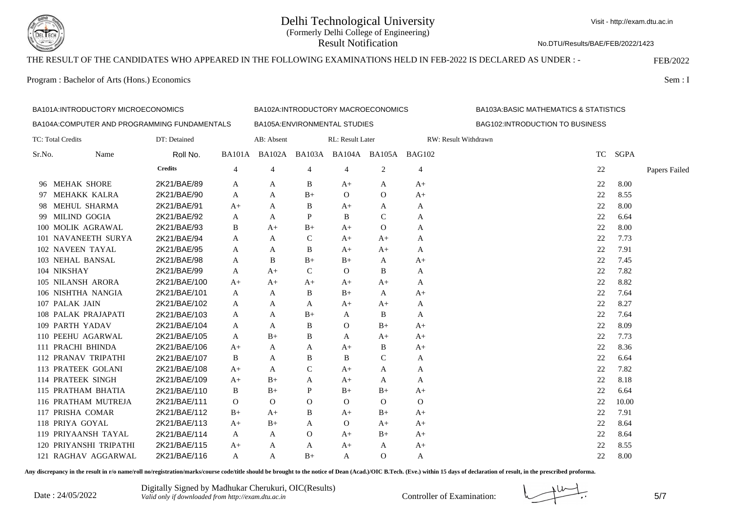# Delhi Technological University

(Formerly Delhi College of Engineering)

Result Notification

Visit - http://exam.dtu.ac.in

No.DTU/Results/BAE/FEB/2022/1423

THE RESULT OF THE CANDIDATES WHO APPEARED IN THE FOLLOWING EXAMINATIONS HELD IN FEB-2022 IS DECLARED AS UNDER : - FEB/2022

Program : Bachelor of Arts (Hons.) Economics Sem : I

BA101A:INTRODUCTORY MICROECONOMICS | BA102A:INTRODUCTORY MACROECONOMICS | BA103A:BASIC MATHEMATICS & STATISTICS

BA104A:COMPUTER AND PROGRAMMING FUNDAMENTALS | BA105A:ENVIRONMENTAL STUDIES | BAG102:INTRODUCTION TO BUSINESS

TC: Total Credits | DT: Detained | AB: Absent | RL: Result Later | RW: Result Withdrawn

| Sr.No. | Name | Roll No. | BA101A | BA102A | BA103A | BA104A | BA105A | BAG102 | TC | SGPA | |
|---|---|---|---|---|---|---|---|---|---|---|---|
| | | Credits | 4 | 4 | 4 | 4 | 2 | 4 | 22 | | Papers Failed |
| 96 | MEHAK SHORE | 2K21/BAE/89 | A | A | B | A+ | A | A+ | 22 | 8.00 | |
| 97 | MEHAKK KALRA | 2K21/BAE/90 | A | A | B+ | O | O | A+ | 22 | 8.55 | |
| 98 | MEHUL SHARMA | 2K21/BAE/91 | A+ | A | B | A+ | A | A | 22 | 8.00 | |
| 99 | MILIND GOGIA | 2K21/BAE/92 | A | A | P | B | C | A | 22 | 6.64 | |
| 100 | MOLIK AGRAWAL | 2K21/BAE/93 | B | A+ | B+ | A+ | O | A | 22 | 8.00 | |
| 101 | NAVANEETH SURYA | 2K21/BAE/94 | A | A | C | A+ | A+ | A | 22 | 7.73 | |
| 102 | NAVEEN TAYAL | 2K21/BAE/95 | A | A | B | A+ | A+ | A | 22 | 7.91 | |
| 103 | NEHAL BANSAL | 2K21/BAE/98 | A | B | B+ | B+ | A | A+ | 22 | 7.45 | |
| 104 | NIKSHAY | 2K21/BAE/99 | A | A+ | C | O | B | A | 22 | 7.82 | |
| 105 | NILANSH ARORA | 2K21/BAE/100 | A+ | A+ | A+ | A+ | A+ | A | 22 | 8.82 | |
| 106 | NISHTHA NANGIA | 2K21/BAE/101 | A | A | B | B+ | A | A+ | 22 | 7.64 | |
| 107 | PALAK JAIN | 2K21/BAE/102 | A | A | A | A+ | A+ | A | 22 | 8.27 | |
| 108 | PALAK PRAJAPATI | 2K21/BAE/103 | A | A | B+ | A | B | A | 22 | 7.64 | |
| 109 | PARTH YADAV | 2K21/BAE/104 | A | A | B | O | B+ | A+ | 22 | 8.09 | |
| 110 | PEEHU AGARWAL | 2K21/BAE/105 | A | B+ | B | A | A+ | A+ | 22 | 7.73 | |
| 111 | PRACHI BHINDA | 2K21/BAE/106 | A+ | A | A | A+ | B | A+ | 22 | 8.36 | |
| 112 | PRANAV TRIPATHI | 2K21/BAE/107 | B | A | B | B | C | A | 22 | 6.64 | |
| 113 | PRATEEK GOLANI | 2K21/BAE/108 | A+ | A | C | A+ | A | A | 22 | 7.82 | |
| 114 | PRATEEK SINGH | 2K21/BAE/109 | A+ | B+ | A | A+ | A | A | 22 | 8.18 | |
| 115 | PRATHAM BHATIA | 2K21/BAE/110 | B | B+ | P | B+ | B+ | A+ | 22 | 6.64 | |
| 116 | PRATHAM MUTREJA | 2K21/BAE/111 | O | O | O | O | O | O | 22 | 10.00 | |
| 117 | PRISHA COMAR | 2K21/BAE/112 | B+ | A+ | B | A+ | B+ | A+ | 22 | 7.91 | |
| 118 | PRIYA GOYAL | 2K21/BAE/113 | A+ | B+ | A | O | A+ | A+ | 22 | 8.64 | |
| 119 | PRIYAANSH TAYAL | 2K21/BAE/114 | A | A | O | A+ | B+ | A+ | 22 | 8.64 | |
| 120 | PRIYANSHI TRIPATHI | 2K21/BAE/115 | A+ | A | A | A+ | A | A+ | 22 | 8.55 | |
| 121 | RAGHAV AGGARWAL | 2K21/BAE/116 | A | A | B+ | A | O | A | 22 | 8.00 | |

**Any discrepancy in the result in r/o name/roll no/registration/marks/course code/title should be brought to the notice of Dean (Acad.)/OIC B.Tech. (Eve.) within 15 days of declaration of result, in the prescribed proforma.**

Date : 24/05/2022

Digitally Signed by Madhukar Cherukuri, OIC(Results)
*Valid only if downloaded from http://exam.dtu.ac.in*

Controller of Examination: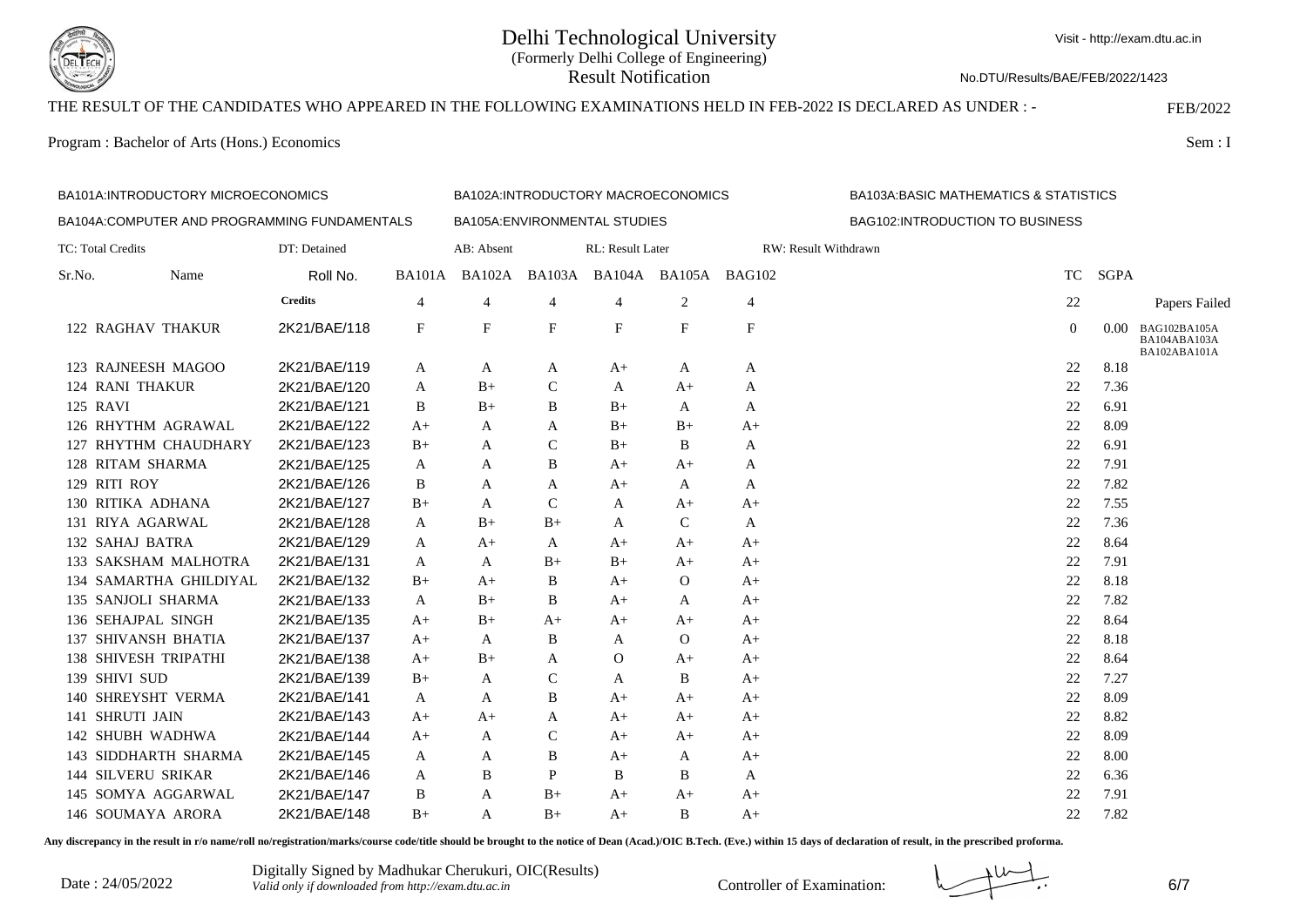# Delhi Technological University

(Formerly Delhi College of Engineering)

Result Notification

Visit - http://exam.dtu.ac.in

No.DTU/Results/BAE/FEB/2022/1423

THE RESULT OF THE CANDIDATES WHO APPEARED IN THE FOLLOWING EXAMINATIONS HELD IN FEB-2022 IS DECLARED AS UNDER : -

FEB/2022

Program : Bachelor of Arts (Hons.) Economics

Sem : I

BA101A:INTRODUCTORY MICROECONOMICS | BA102A:INTRODUCTORY MACROECONOMICS | BA103A:BASIC MATHEMATICS & STATISTICS

BA104A:COMPUTER AND PROGRAMMING FUNDAMENTALS | BA105A:ENVIRONMENTAL STUDIES | BAG102:INTRODUCTION TO BUSINESS

TC: Total Credits | DT: Detained | AB: Absent | RL: Result Later | RW: Result Withdrawn

| Sr.No. | Name | Roll No. | BA101A | BA102A | BA103A | BA104A | BA105A | BAG102 | TC | SGPA | |
|---|---|---|---|---|---|---|---|---|---|---|---|
| | | Credits | 4 | 4 | 4 | 4 | 2 | 4 | 22 | | Papers Failed |
| 122 | RAGHAV THAKUR | 2K21/BAE/118 | F | F | F | F | F | F | 0 | 0.00 | BAG102BA105A BA104ABA103A BA102ABA101A |
| 123 | RAJNEESH MAGOO | 2K21/BAE/119 | A | A | A | A+ | A | A | 22 | 8.18 | |
| 124 | RANI THAKUR | 2K21/BAE/120 | A | B+ | C | A | A+ | A | 22 | 7.36 | |
| 125 | RAVI | 2K21/BAE/121 | B | B+ | B | B+ | A | A | 22 | 6.91 | |
| 126 | RHYTHM AGRAWAL | 2K21/BAE/122 | A+ | A | A | B+ | B+ | A+ | 22 | 8.09 | |
| 127 | RHYTHM CHAUDHARY | 2K21/BAE/123 | B+ | A | C | B+ | B | A | 22 | 6.91 | |
| 128 | RITAM SHARMA | 2K21/BAE/125 | A | A | B | A+ | A+ | A | 22 | 7.91 | |
| 129 | RITI ROY | 2K21/BAE/126 | B | A | A | A+ | A | A | 22 | 7.82 | |
| 130 | RITIKA ADHANA | 2K21/BAE/127 | B+ | A | C | A | A+ | A+ | 22 | 7.55 | |
| 131 | RIYA AGARWAL | 2K21/BAE/128 | A | B+ | B+ | A | C | A | 22 | 7.36 | |
| 132 | SAHAJ BATRA | 2K21/BAE/129 | A | A+ | A | A+ | A+ | A+ | 22 | 8.64 | |
| 133 | SAKSHAM MALHOTRA | 2K21/BAE/131 | A | A | B+ | B+ | A+ | A+ | 22 | 7.91 | |
| 134 | SAMARTHA GHILDIYAL | 2K21/BAE/132 | B+ | A+ | B | A+ | O | A+ | 22 | 8.18 | |
| 135 | SANJOLI SHARMA | 2K21/BAE/133 | A | B+ | B | A+ | A | A+ | 22 | 7.82 | |
| 136 | SEHAJPAL SINGH | 2K21/BAE/135 | A+ | B+ | A+ | A+ | A+ | A+ | 22 | 8.64 | |
| 137 | SHIVANSH BHATIA | 2K21/BAE/137 | A+ | A | B | A | O | A+ | 22 | 8.18 | |
| 138 | SHIVESH TRIPATHI | 2K21/BAE/138 | A+ | B+ | A | O | A+ | A+ | 22 | 8.64 | |
| 139 | SHIVI SUD | 2K21/BAE/139 | B+ | A | C | A | B | A+ | 22 | 7.27 | |
| 140 | SHREYSHT VERMA | 2K21/BAE/141 | A | A | B | A+ | A+ | A+ | 22 | 8.09 | |
| 141 | SHRUTI JAIN | 2K21/BAE/143 | A+ | A+ | A | A+ | A+ | A+ | 22 | 8.82 | |
| 142 | SHUBH WADHWA | 2K21/BAE/144 | A+ | A | C | A+ | A+ | A+ | 22 | 8.09 | |
| 143 | SIDDHARTH SHARMA | 2K21/BAE/145 | A | A | B | A+ | A | A+ | 22 | 8.00 | |
| 144 | SILVERU SRIKAR | 2K21/BAE/146 | A | B | P | B | B | A | 22 | 6.36 | |
| 145 | SOMYA AGGARWAL | 2K21/BAE/147 | B | A | B+ | A+ | A+ | A+ | 22 | 7.91 | |
| 146 | SOUMAYA ARORA | 2K21/BAE/148 | B+ | A | B+ | A+ | B | A+ | 22 | 7.82 | |

**Any discrepancy in the result in r/o name/roll no/registration/marks/course code/title should be brought to the notice of Dean (Acad.)/OIC B.Tech. (Eve.) within 15 days of declaration of result, in the prescribed proforma.**

Date : 24/05/2022

Digitally Signed by Madhukar Cherukuri, OIC(Results)
*Valid only if downloaded from http://exam.dtu.ac.in*

Controller of Examination: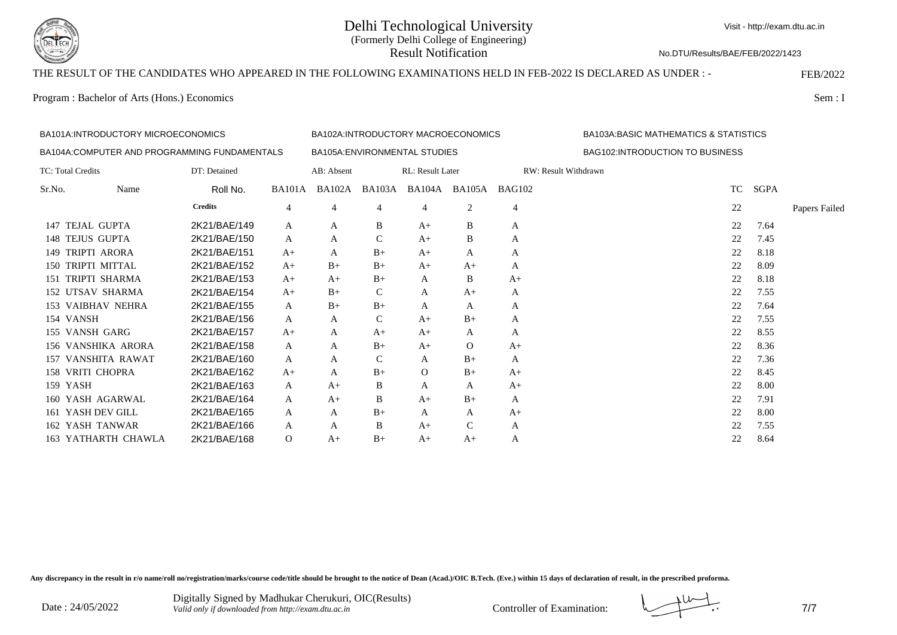# Delhi Technological University

(Formerly Delhi College of Engineering)

Result Notification

Visit - http://exam.dtu.ac.in

No.DTU/Results/BAE/FEB/2022/1423

THE RESULT OF THE CANDIDATES WHO APPEARED IN THE FOLLOWING EXAMINATIONS HELD IN FEB-2022 IS DECLARED AS UNDER : -

FEB/2022

Program : Bachelor of Arts (Hons.) Economics

Sem : I

BA101A:INTRODUCTORY MICROECONOMICS | BA102A:INTRODUCTORY MACROECONOMICS | BA103A:BASIC MATHEMATICS & STATISTICS

BA104A:COMPUTER AND PROGRAMMING FUNDAMENTALS | BA105A:ENVIRONMENTAL STUDIES | BAG102:INTRODUCTION TO BUSINESS

TC: Total Credits | DT: Detained | AB: Absent | RL: Result Later | RW: Result Withdrawn

| Sr.No. | Name | Roll No. | BA101A | BA102A | BA103A | BA104A | BA105A | BAG102 | TC | SGPA | |
|---|---|---|---|---|---|---|---|---|---|---|---|
| | | Credits | 4 | 4 | 4 | 4 | 2 | 4 | 22 | | Papers Failed |
| 147 | TEJAL GUPTA | 2K21/BAE/149 | A | A | B | A+ | B | A | 22 | 7.64 | |
| 148 | TEJUS GUPTA | 2K21/BAE/150 | A | A | C | A+ | B | A | 22 | 7.45 | |
| 149 | TRIPTI ARORA | 2K21/BAE/151 | A+ | A | B+ | A+ | A | A | 22 | 8.18 | |
| 150 | TRIPTI MITTAL | 2K21/BAE/152 | A+ | B+ | B+ | A+ | A+ | A | 22 | 8.09 | |
| 151 | TRIPTI SHARMA | 2K21/BAE/153 | A+ | A+ | B+ | A | B | A+ | 22 | 8.18 | |
| 152 | UTSAV SHARMA | 2K21/BAE/154 | A+ | B+ | C | A | A+ | A | 22 | 7.55 | |
| 153 | VAIBHAV NEHRA | 2K21/BAE/155 | A | B+ | B+ | A | A | A | 22 | 7.64 | |
| 154 | VANSH | 2K21/BAE/156 | A | A | C | A+ | B+ | A | 22 | 7.55 | |
| 155 | VANSH GARG | 2K21/BAE/157 | A+ | A | A+ | A+ | A | A | 22 | 8.55 | |
| 156 | VANSHIKA ARORA | 2K21/BAE/158 | A | A | B+ | A+ | O | A+ | 22 | 8.36 | |
| 157 | VANSHITA RAWAT | 2K21/BAE/160 | A | A | C | A | B+ | A | 22 | 7.36 | |
| 158 | VRITI CHOPRA | 2K21/BAE/162 | A+ | A | B+ | O | B+ | A+ | 22 | 8.45 | |
| 159 | YASH | 2K21/BAE/163 | A | A+ | B | A | A | A+ | 22 | 8.00 | |
| 160 | YASH AGARWAL | 2K21/BAE/164 | A | A+ | B | A+ | B+ | A | 22 | 7.91 | |
| 161 | YASH DEV GILL | 2K21/BAE/165 | A | A | B+ | A | A | A+ | 22 | 8.00 | |
| 162 | YASH TANWAR | 2K21/BAE/166 | A | A | B | A+ | C | A | 22 | 7.55 | |
| 163 | YATHARTH CHAWLA | 2K21/BAE/168 | O | A+ | B+ | A+ | A+ | A | 22 | 8.64 | |

**Any discrepancy in the result in r/o name/roll no/registration/marks/course code/title should be brought to the notice of Dean (Acad.)/OIC B.Tech. (Eve.) within 15 days of declaration of result, in the prescribed proforma.**

Date : 24/05/2022

Digitally Signed by Madhukar Cherukuri, OIC(Results)
*Valid only if downloaded from http://exam.dtu.ac.in*

Controller of Examination: